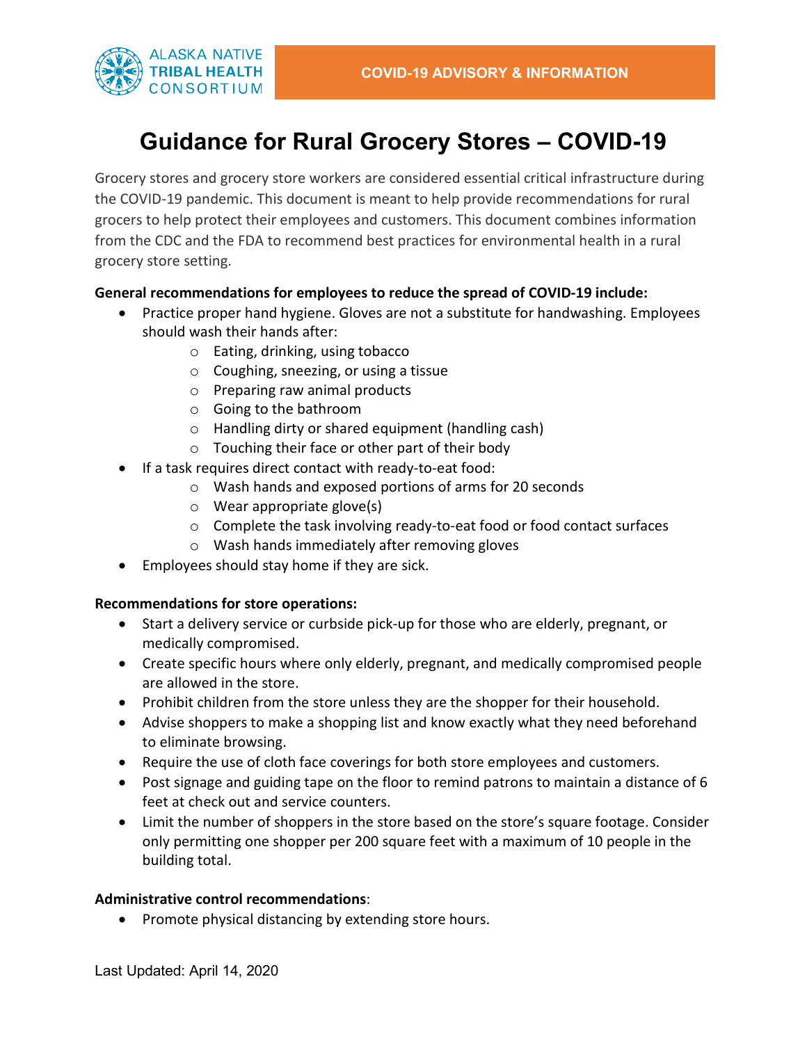ALASKA NATIVE TRIBAL HEALTH CONSORTIUM

COVID-19 ADVISORY & INFORMATION

# Guidance for Rural Grocery Stores – COVID-19

Grocery stores and grocery store workers are considered essential critical infrastructure during the COVID-19 pandemic. This document is meant to help provide recommendations for rural grocers to help protect their employees and customers. This document combines information from the CDC and the FDA to recommend best practices for environmental health in a rural grocery store setting.

**General recommendations for employees to reduce the spread of COVID-19 include:**

- Practice proper hand hygiene. Gloves are not a substitute for handwashing. Employees should wash their hands after:
  - Eating, drinking, using tobacco
  - Coughing, sneezing, or using a tissue
  - Preparing raw animal products
  - Going to the bathroom
  - Handling dirty or shared equipment (handling cash)
  - Touching their face or other part of their body
- If a task requires direct contact with ready-to-eat food:
  - Wash hands and exposed portions of arms for 20 seconds
  - Wear appropriate glove(s)
  - Complete the task involving ready-to-eat food or food contact surfaces
  - Wash hands immediately after removing gloves
- Employees should stay home if they are sick.

**Recommendations for store operations:**

- Start a delivery service or curbside pick-up for those who are elderly, pregnant, or medically compromised.
- Create specific hours where only elderly, pregnant, and medically compromised people are allowed in the store.
- Prohibit children from the store unless they are the shopper for their household.
- Advise shoppers to make a shopping list and know exactly what they need beforehand to eliminate browsing.
- Require the use of cloth face coverings for both store employees and customers.
- Post signage and guiding tape on the floor to remind patrons to maintain a distance of 6 feet at check out and service counters.
- Limit the number of shoppers in the store based on the store's square footage. Consider only permitting one shopper per 200 square feet with a maximum of 10 people in the building total.

**Administrative control recommendations**:

- Promote physical distancing by extending store hours.

Last Updated: April 14, 2020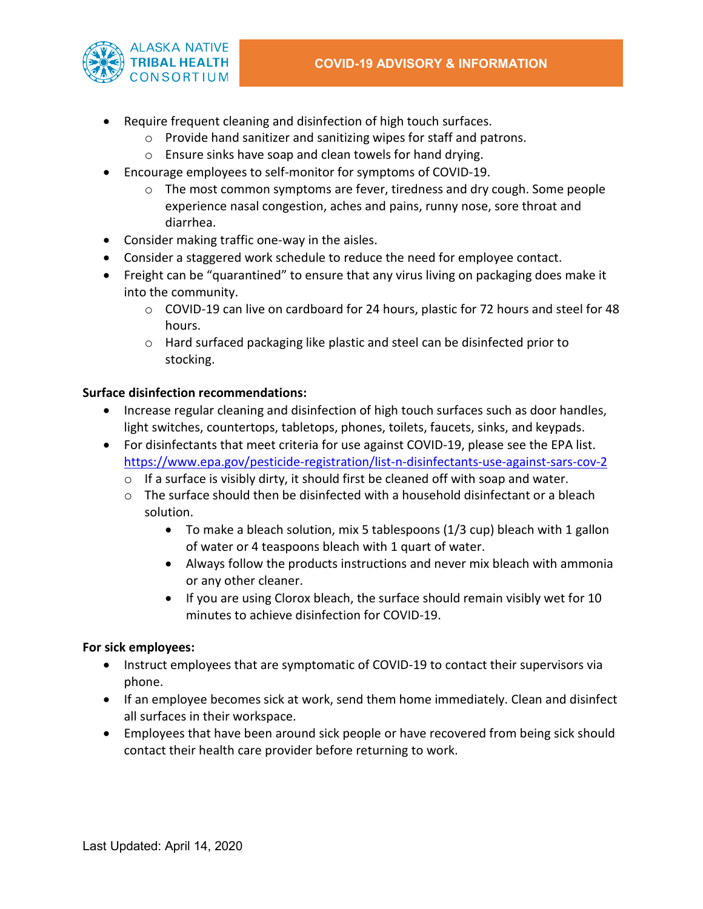- Require frequent cleaning and disinfection of high touch surfaces.
  - Provide hand sanitizer and sanitizing wipes for staff and patrons.
  - Ensure sinks have soap and clean towels for hand drying.
- Encourage employees to self-monitor for symptoms of COVID-19.
  - The most common symptoms are fever, tiredness and dry cough. Some people experience nasal congestion, aches and pains, runny nose, sore throat and diarrhea.
- Consider making traffic one-way in the aisles.
- Consider a staggered work schedule to reduce the need for employee contact.
- Freight can be "quarantined" to ensure that any virus living on packaging does make it into the community.
  - COVID-19 can live on cardboard for 24 hours, plastic for 72 hours and steel for 48 hours.
  - Hard surfaced packaging like plastic and steel can be disinfected prior to stocking.

**Surface disinfection recommendations:**

- Increase regular cleaning and disinfection of high touch surfaces such as door handles, light switches, countertops, tabletops, phones, toilets, faucets, sinks, and keypads.
- For disinfectants that meet criteria for use against COVID-19, please see the EPA list. https://www.epa.gov/pesticide-registration/list-n-disinfectants-use-against-sars-cov-2
  - If a surface is visibly dirty, it should first be cleaned off with soap and water.
  - The surface should then be disinfected with a household disinfectant or a bleach solution.
    - To make a bleach solution, mix 5 tablespoons (1/3 cup) bleach with 1 gallon of water or 4 teaspoons bleach with 1 quart of water.
    - Always follow the products instructions and never mix bleach with ammonia or any other cleaner.
    - If you are using Clorox bleach, the surface should remain visibly wet for 10 minutes to achieve disinfection for COVID-19.

**For sick employees:**

- Instruct employees that are symptomatic of COVID-19 to contact their supervisors via phone.
- If an employee becomes sick at work, send them home immediately. Clean and disinfect all surfaces in their workspace.
- Employees that have been around sick people or have recovered from being sick should contact their health care provider before returning to work.

Last Updated: April 14, 2020